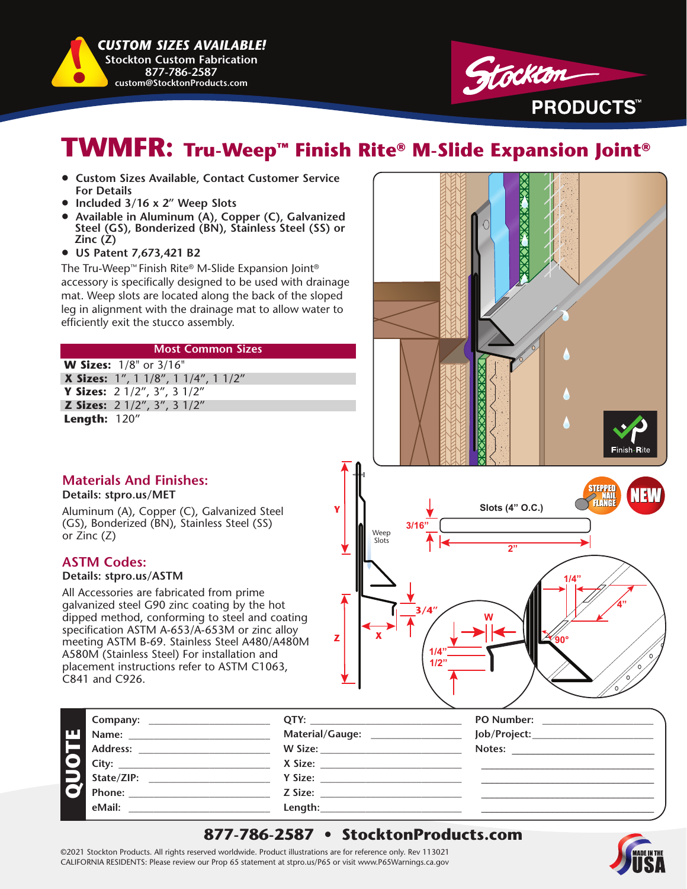**CUSTOM SIZES AVAILABLE!**
Stockton Custom Fabrication
877-786-2587
custom@StocktonProducts.com

Stockton PRODUCTS™

# TWMFR: Tru-Weep™ Finish Rite® M-Slide Expansion Joint®

- Custom Sizes Available, Contact Customer Service For Details
- Included 3/16 x 2″ Weep Slots
- Available in Aluminum (A), Copper (C), Galvanized Steel (GS), Bonderized (BN), Stainless Steel (SS) or Zinc (Z)
- US Patent 7,673,421 B2

The Tru-Weep™ Finish Rite® M-Slide Expansion Joint® accessory is specifically designed to be used with drainage mat. Weep slots are located along the back of the sloped leg in alignment with the drainage mat to allow water to efficiently exit the stucco assembly.

| Most Common Sizes | |
|---|---|
| **W Sizes:** | 1/8" or 3/16" |
| **X Sizes:** | 1″, 1 1/8″, 1 1/4″, 1 1/2″ |
| **Y Sizes:** | 2 1/2″, 3″, 3 1/2″ |
| **Z Sizes:** | 2 1/2″, 3″, 3 1/2″ |
| **Length:** | 120″ |

## Materials And Finishes:

**Details: stpro.us/MET**

Aluminum (A), Copper (C), Galvanized Steel (GS), Bonderized (BN), Stainless Steel (SS) or Zinc (Z)

## ASTM Codes:

**Details: stpro.us/ASTM**

All Accessories are fabricated from prime galvanized steel G90 zinc coating by the hot dipped method, conforming to steel and coating specification ASTM A-653/A-653M or zinc alloy meeting ASTM B-69. Stainless Steel A480/A480M A580M (Stainless Steel) For installation and placement instructions refer to ASTM C1063, C841 and C926.

Finish-Rite

STEPPED NAIL FLANGE — NEW

Y, Z, X, W — Weep Slots — Slots (4" O.C.) — 3/16" — 2" — 3/4" — 1/4" — 1/2" — 1/4" — 4" — 90°

**QUOTE**

| | | |
|---|---|---|
| Company: | QTY: | PO Number: |
| Name: | Material/Gauge: | Job/Project: |
| Address: | W Size: | Notes: |
| City: | X Size: | |
| State/ZIP: | Y Size: | |
| Phone: | Z Size: | |
| eMail: | Length: | |

**877-786-2587 • StocktonProducts.com**

©2021 Stockton Products. All rights reserved worldwide. Product illustrations are for reference only. Rev 113021
CALIFORNIA RESIDENTS: Please review our Prop 65 statement at stpro.us/P65 or visit www.P65Warnings.ca.gov

MADE IN THE USA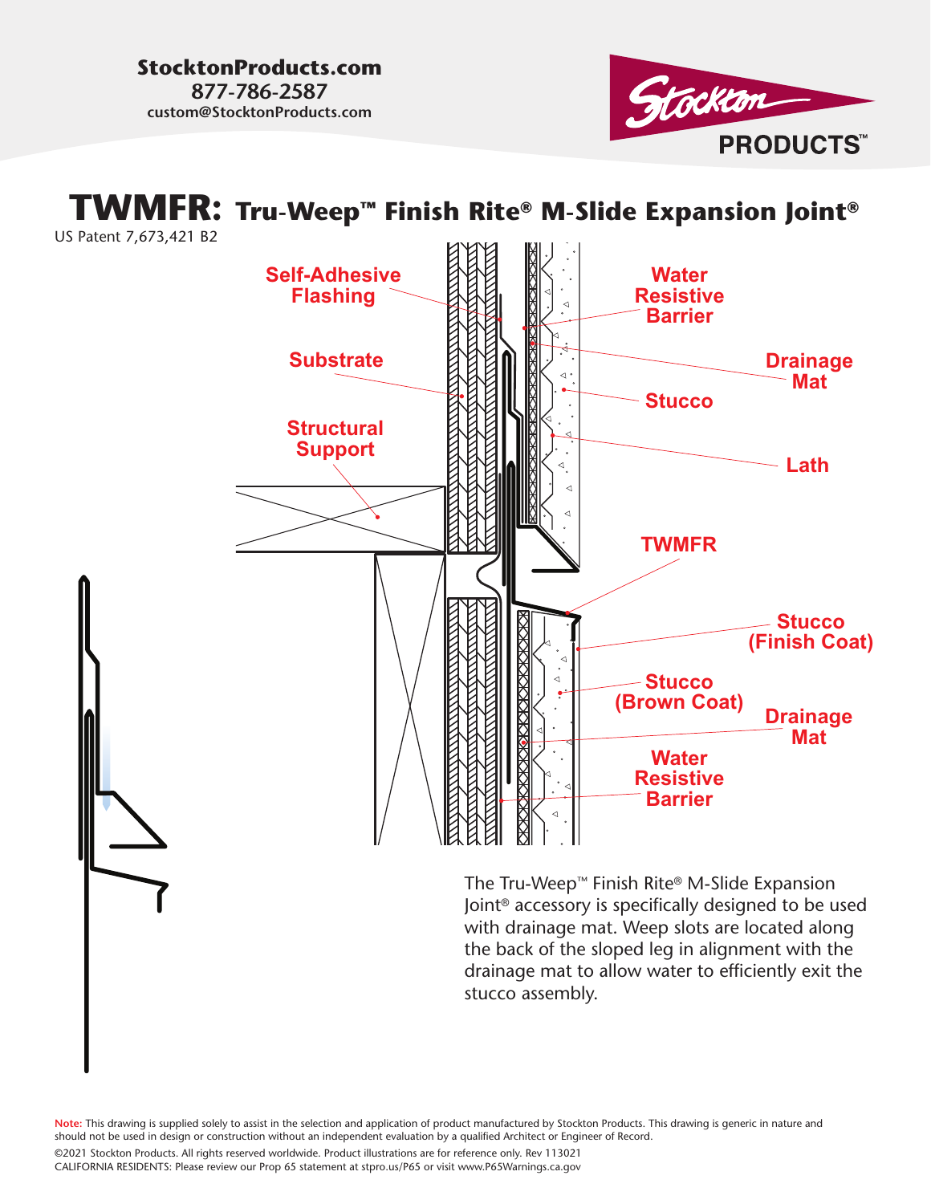StocktonProducts.com
877-786-2587
custom@StocktonProducts.com

Stockton PRODUCTS™

# TWMFR: Tru-Weep™ Finish Rite® M-Slide Expansion Joint®

US Patent 7,673,421 B2

Self-Adhesive Flashing

Water Resistive Barrier

Substrate

Drainage Mat

Stucco

Structural Support

Lath

TWMFR

Stucco (Finish Coat)

Stucco (Brown Coat)

Drainage Mat

Water Resistive Barrier

The Tru-Weep™ Finish Rite® M-Slide Expansion Joint® accessory is specifically designed to be used with drainage mat. Weep slots are located along the back of the sloped leg in alignment with the drainage mat to allow water to efficiently exit the stucco assembly.

**Note:** This drawing is supplied solely to assist in the selection and application of product manufactured by Stockton Products. This drawing is generic in nature and should not be used in design or construction without an independent evaluation by a qualified Architect or Engineer of Record.

©2021 Stockton Products. All rights reserved worldwide. Product illustrations are for reference only. Rev 113021

CALIFORNIA RESIDENTS: Please review our Prop 65 statement at stpro.us/P65 or visit www.P65Warnings.ca.gov